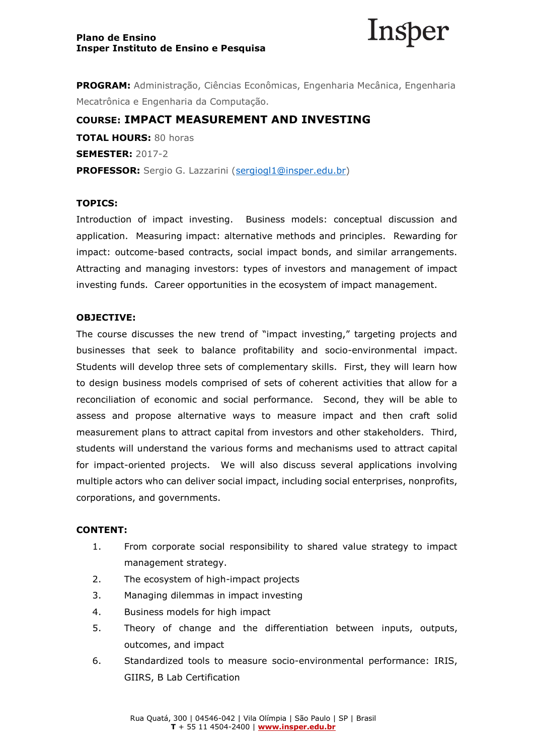**Plano de Ensino**
**Insper Instituto de Ensino e Pesquisa**

**PROGRAM:** Administração, Ciências Econômicas, Engenharia Mecânica, Engenharia Mecatrônica e Engenharia da Computação.

## COURSE: IMPACT MEASUREMENT AND INVESTING

**TOTAL HOURS:** 80 horas

**SEMESTER:** 2017-2

**PROFESSOR:** Sergio G. Lazzarini (sergiogl1@insper.edu.br)

### TOPICS:

Introduction of impact investing. Business models: conceptual discussion and application. Measuring impact: alternative methods and principles. Rewarding for impact: outcome-based contracts, social impact bonds, and similar arrangements. Attracting and managing investors: types of investors and management of impact investing funds. Career opportunities in the ecosystem of impact management.

### OBJECTIVE:

The course discusses the new trend of "impact investing," targeting projects and businesses that seek to balance profitability and socio-environmental impact. Students will develop three sets of complementary skills. First, they will learn how to design business models comprised of sets of coherent activities that allow for a reconciliation of economic and social performance. Second, they will be able to assess and propose alternative ways to measure impact and then craft solid measurement plans to attract capital from investors and other stakeholders. Third, students will understand the various forms and mechanisms used to attract capital for impact-oriented projects. We will also discuss several applications involving multiple actors who can deliver social impact, including social enterprises, nonprofits, corporations, and governments.

### CONTENT:

1. From corporate social responsibility to shared value strategy to impact management strategy.
2. The ecosystem of high-impact projects
3. Managing dilemmas in impact investing
4. Business models for high impact
5. Theory of change and the differentiation between inputs, outputs, outcomes, and impact
6. Standardized tools to measure socio-environmental performance: IRIS, GIIRS, B Lab Certification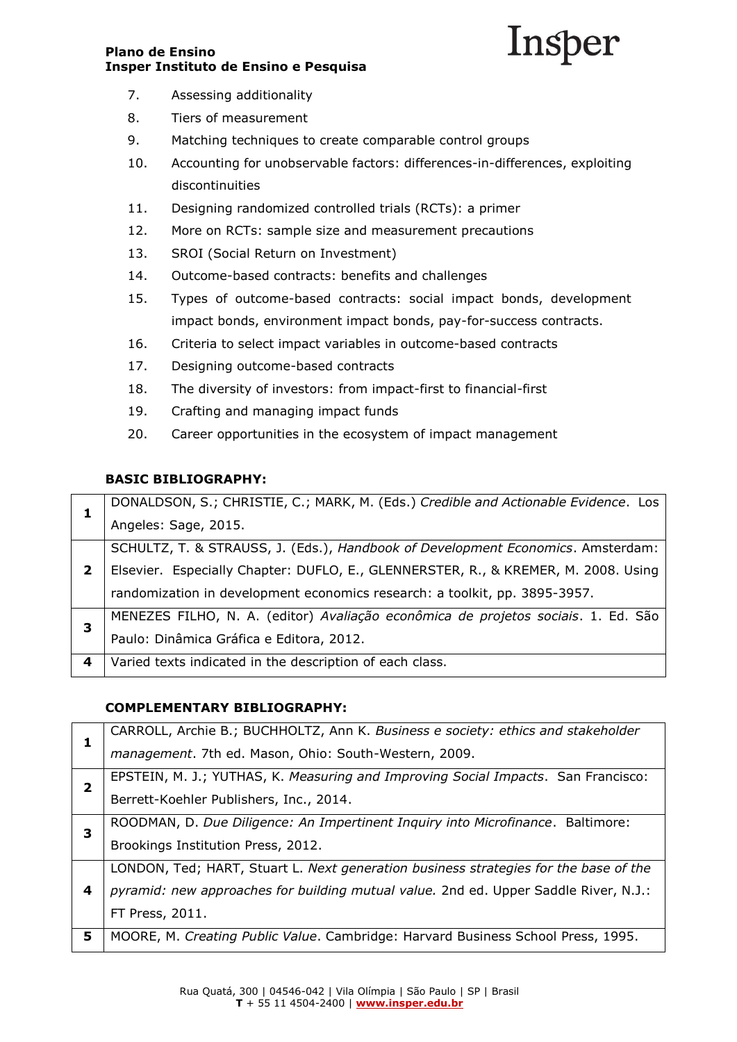7. Assessing additionality
8. Tiers of measurement
9. Matching techniques to create comparable control groups
10. Accounting for unobservable factors: differences-in-differences, exploiting discontinuities
11. Designing randomized controlled trials (RCTs): a primer
12. More on RCTs: sample size and measurement precautions
13. SROI (Social Return on Investment)
14. Outcome-based contracts: benefits and challenges
15. Types of outcome-based contracts: social impact bonds, development impact bonds, environment impact bonds, pay-for-success contracts.
16. Criteria to select impact variables in outcome-based contracts
17. Designing outcome-based contracts
18. The diversity of investors: from impact-first to financial-first
19. Crafting and managing impact funds
20. Career opportunities in the ecosystem of impact management

**BASIC BIBLIOGRAPHY:**

| | |
|---|---|
| **1** | DONALDSON, S.; CHRISTIE, C.; MARK, M. (Eds.) *Credible and Actionable Evidence*. Los Angeles: Sage, 2015. |
| **2** | SCHULTZ, T. & STRAUSS, J. (Eds.), *Handbook of Development Economics*. Amsterdam: Elsevier. Especially Chapter: DUFLO, E., GLENNERSTER, R., & KREMER, M. 2008. Using randomization in development economics research: a toolkit, pp. 3895-3957. |
| **3** | MENEZES FILHO, N. A. (editor) *Avaliação econômica de projetos sociais*. 1. Ed. São Paulo: Dinâmica Gráfica e Editora, 2012. |
| **4** | Varied texts indicated in the description of each class. |

**COMPLEMENTARY BIBLIOGRAPHY:**

| | |
|---|---|
| **1** | CARROLL, Archie B.; BUCHHOLTZ, Ann K. *Business e society: ethics and stakeholder management*. 7th ed. Mason, Ohio: South-Western, 2009. |
| **2** | EPSTEIN, M. J.; YUTHAS, K. *Measuring and Improving Social Impacts*. San Francisco: Berrett-Koehler Publishers, Inc., 2014. |
| **3** | ROODMAN, D. *Due Diligence: An Impertinent Inquiry into Microfinance*. Baltimore: Brookings Institution Press, 2012. |
| **4** | LONDON, Ted; HART, Stuart L. *Next generation business strategies for the base of the pyramid: new approaches for building mutual value.* 2nd ed. Upper Saddle River, N.J.: FT Press, 2011. |
| **5** | MOORE, M. *Creating Public Value*. Cambridge: Harvard Business School Press, 1995. |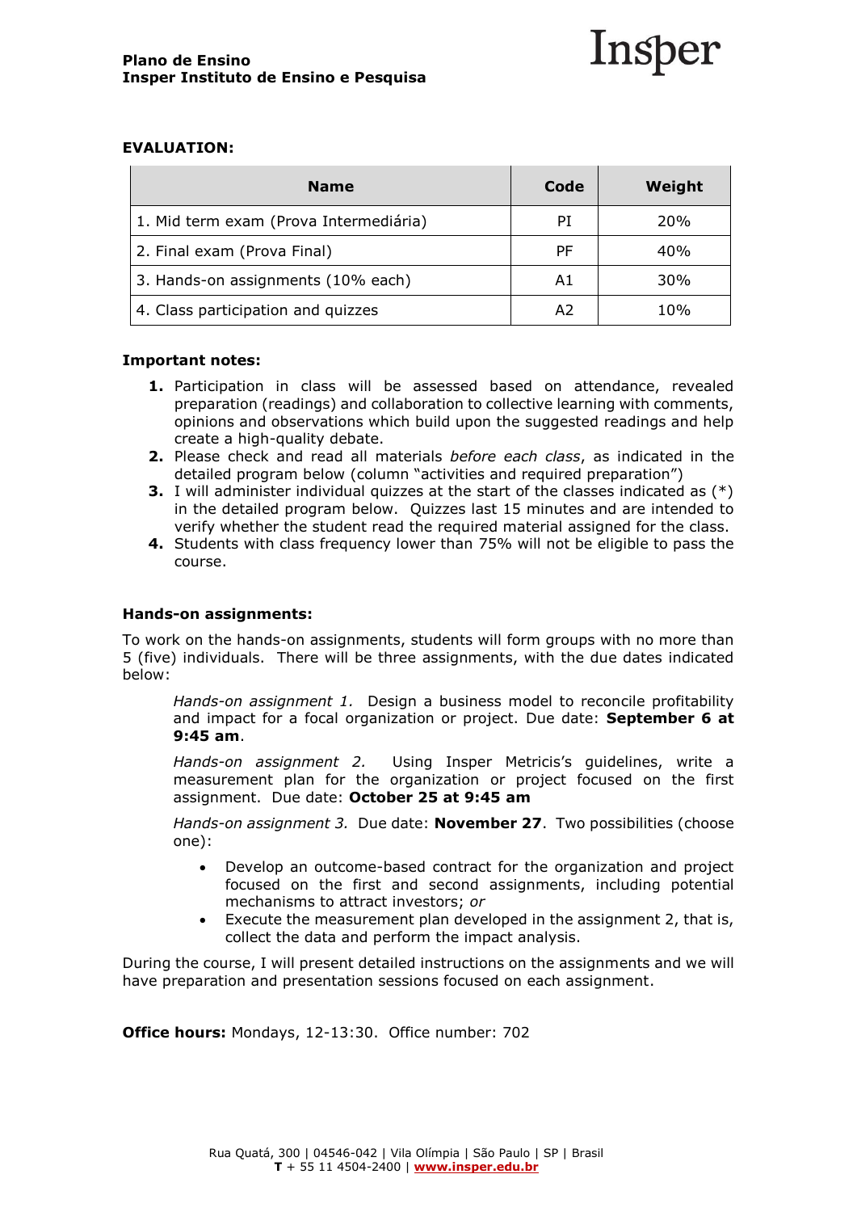**EVALUATION:**

| Name | Code | Weight |
|---|---|---|
| 1. Mid term exam (Prova Intermediária) | PI | 20% |
| 2. Final exam (Prova Final) | PF | 40% |
| 3. Hands-on assignments (10% each) | A1 | 30% |
| 4. Class participation and quizzes | A2 | 10% |

**Important notes:**

1. Participation in class will be assessed based on attendance, revealed preparation (readings) and collaboration to collective learning with comments, opinions and observations which build upon the suggested readings and help create a high-quality debate.
2. Please check and read all materials *before each class*, as indicated in the detailed program below (column "activities and required preparation")
3. I will administer individual quizzes at the start of the classes indicated as (*) in the detailed program below. Quizzes last 15 minutes and are intended to verify whether the student read the required material assigned for the class.
4. Students with class frequency lower than 75% will not be eligible to pass the course.

**Hands-on assignments:**

To work on the hands-on assignments, students will form groups with no more than 5 (five) individuals. There will be three assignments, with the due dates indicated below:

> *Hands-on assignment 1.* Design a business model to reconcile profitability and impact for a focal organization or project. Due date: **September 6 at 9:45 am**.
>
> *Hands-on assignment 2.* Using Insper Metricis's guidelines, write a measurement plan for the organization or project focused on the first assignment. Due date: **October 25 at 9:45 am**
>
> *Hands-on assignment 3.* Due date: **November 27**. Two possibilities (choose one):
>
> - Develop an outcome-based contract for the organization and project focused on the first and second assignments, including potential mechanisms to attract investors; *or*
> - Execute the measurement plan developed in the assignment 2, that is, collect the data and perform the impact analysis.

During the course, I will present detailed instructions on the assignments and we will have preparation and presentation sessions focused on each assignment.

**Office hours:** Mondays, 12-13:30. Office number: 702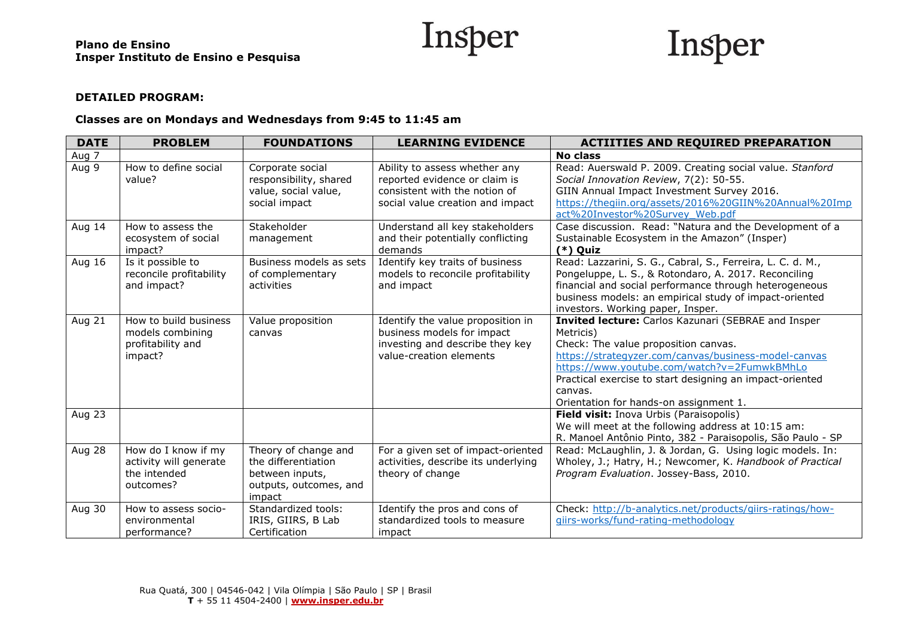**DETAILED PROGRAM:**

**Classes are on Mondays and Wednesdays from 9:45 to 11:45 am**

| DATE | PROBLEM | FOUNDATIONS | LEARNING EVIDENCE | ACTIITIES AND REQUIRED PREPARATION |
|---|---|---|---|---|
| Aug 7 | | | | **No class** |
| Aug 9 | How to define social value? | Corporate social responsibility, shared value, social value, social impact | Ability to assess whether any reported evidence or claim is consistent with the notion of social value creation and impact | Read: Auerswald P. 2009. Creating social value. *Stanford Social Innovation Review*, 7(2): 50-55. GIIN Annual Impact Investment Survey 2016. https://thegiin.org/assets/2016%20GIIN%20Annual%20Impact%20Investor%20Survey_Web.pdf |
| Aug 14 | How to assess the ecosystem of social impact? | Stakeholder management | Understand all key stakeholders and their potentially conflicting demands | Case discussion. Read: "Natura and the Development of a Sustainable Ecosystem in the Amazon" (Insper) **(*) Quiz** |
| Aug 16 | Is it possible to reconcile profitability and impact? | Business models as sets of complementary activities | Identify key traits of business models to reconcile profitability and impact | Read: Lazzarini, S. G., Cabral, S., Ferreira, L. C. d. M., Pongeluppe, L. S., & Rotondaro, A. 2017. Reconciling financial and social performance through heterogeneous business models: an empirical study of impact-oriented investors. Working paper, Insper. |
| Aug 21 | How to build business models combining profitability and impact? | Value proposition canvas | Identify the value proposition in business models for impact investing and describe they key value-creation elements | **Invited lecture:** Carlos Kazunari (SEBRAE and Insper Metricis) Check: The value proposition canvas. https://strategyzer.com/canvas/business-model-canvas https://www.youtube.com/watch?v=2FumwkBMhLo Practical exercise to start designing an impact-oriented canvas. Orientation for hands-on assignment 1. |
| Aug 23 | | | | **Field visit:** Inova Urbis (Paraisopolis) We will meet at the following address at 10:15 am: R. Manoel Antônio Pinto, 382 - Paraisopolis, São Paulo - SP |
| Aug 28 | How do I know if my activity will generate the intended outcomes? | Theory of change and the differentiation between inputs, outputs, outcomes, and impact | For a given set of impact-oriented activities, describe its underlying theory of change | Read: McLaughlin, J. & Jordan, G. Using logic models. In: Wholey, J.; Hatry, H.; Newcomer, K. *Handbook of Practical Program Evaluation*. Jossey-Bass, 2010. |
| Aug 30 | How to assess socio-environmental performance? | Standardized tools: IRIS, GIIRS, B Lab Certification | Identify the pros and cons of standardized tools to measure impact | Check: http://b-analytics.net/products/giirs-ratings/how-giirs-works/fund-rating-methodology |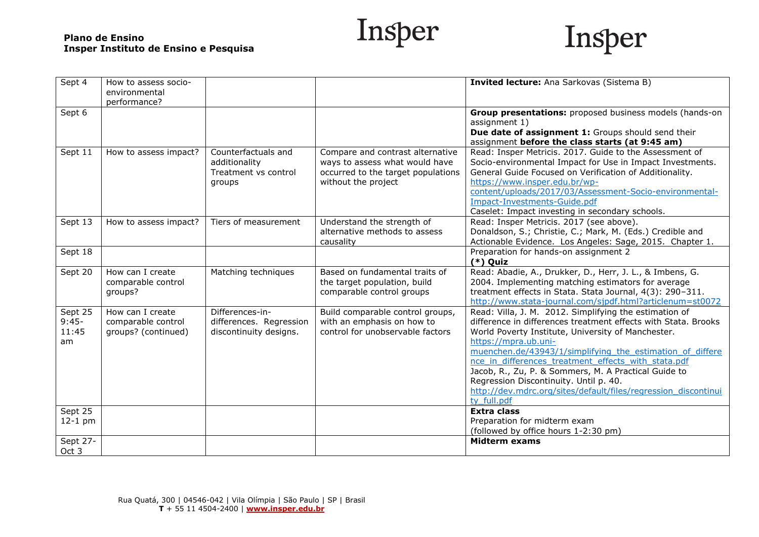| Sept 4 | How to assess socio-environmental performance? | | | **Invited lecture:** Ana Sarkovas (Sistema B) |
|---|---|---|---|---|
| Sept 6 | | | | **Group presentations:** proposed business models (hands-on assignment 1)<br>**Due date of assignment 1:** Groups should send their assignment **before the class starts (at 9:45 am)** |
| Sept 11 | How to assess impact? | Counterfactuals and additionality<br>Treatment vs control groups | Compare and contrast alternative ways to assess what would have occurred to the target populations without the project | Read: Insper Metricis. 2017. Guide to the Assessment of Socio-environmental Impact for Use in Impact Investments. General Guide Focused on Verification of Additionality. https://www.insper.edu.br/wp-content/uploads/2017/03/Assessment-Socio-environmental-Impact-Investments-Guide.pdf<br>Caselet: Impact investing in secondary schools. |
| Sept 13 | How to assess impact? | Tiers of measurement | Understand the strength of alternative methods to assess causality | Read: Insper Metricis. 2017 (see above).<br>Donaldson, S.; Christie, C.; Mark, M. (Eds.) Credible and Actionable Evidence. Los Angeles: Sage, 2015. Chapter 1. |
| Sept 18 | | | | Preparation for hands-on assignment 2<br>**(*) Quiz** |
| Sept 20 | How can I create comparable control groups? | Matching techniques | Based on fundamental traits of the target population, build comparable control groups | Read: Abadie, A., Drukker, D., Herr, J. L., & Imbens, G. 2004. Implementing matching estimators for average treatment effects in Stata. Stata Journal, 4(3): 290–311. http://www.stata-journal.com/sjpdf.html?articlenum=st0072 |
| Sept 25 9:45-11:45 am | How can I create comparable control groups? (continued) | Differences-in-differences. Regression discontinuity designs. | Build comparable control groups, with an emphasis on how to control for unobservable factors | Read: Villa, J. M. 2012. Simplifying the estimation of difference in differences treatment effects with Stata. Brooks World Poverty Institute, University of Manchester. https://mpra.ub.uni-muenchen.de/43943/1/simplifying_the_estimation_of_difference_in_differences_treatment_effects_with_stata.pdf<br>Jacob, R., Zu, P. & Sommers, M. A Practical Guide to Regression Discontinuity. Until p. 40. http://dev.mdrc.org/sites/default/files/regression_discontinuity_full.pdf |
| Sept 25 12-1 pm | | | | **Extra class**<br>Preparation for midterm exam<br>(followed by office hours 1-2:30 pm) |
| Sept 27-Oct 3 | | | | **Midterm exams** |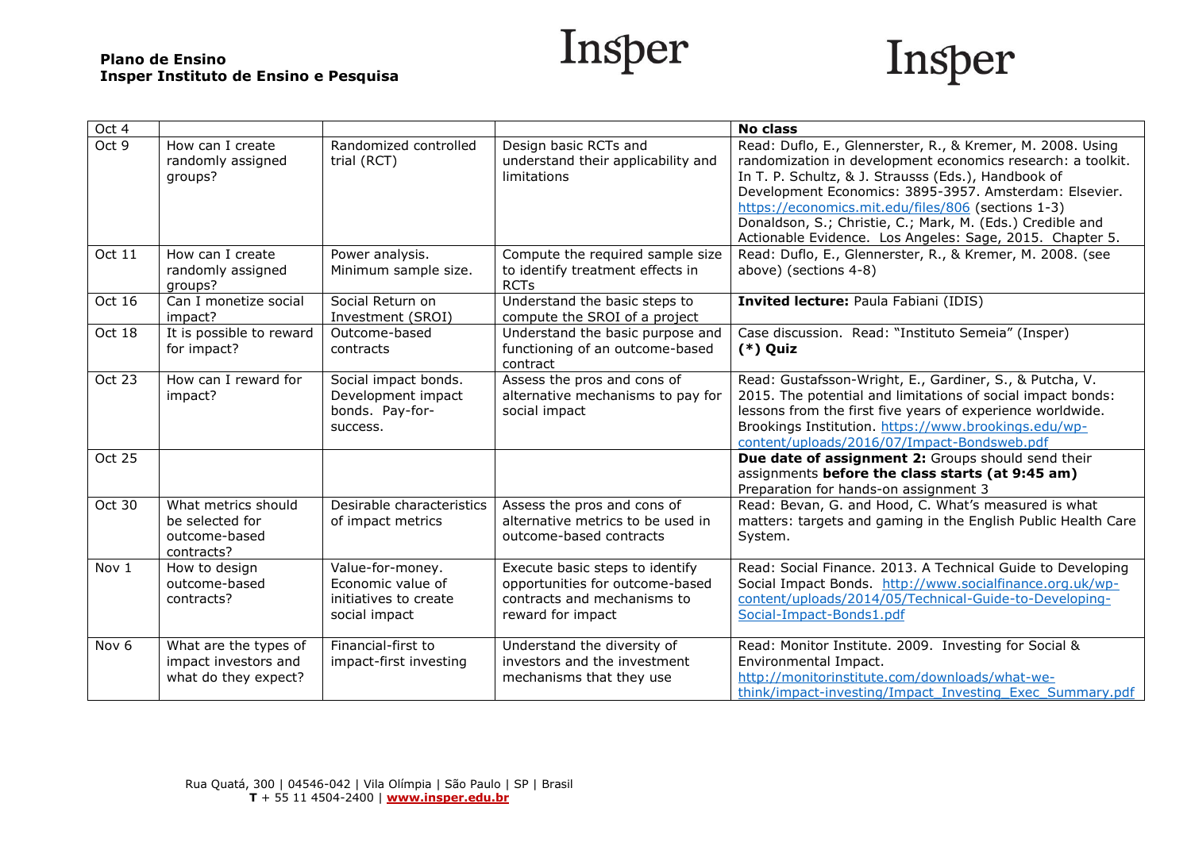| Oct 4 | | | | **No class** |
|---|---|---|---|---|
| Oct 9 | How can I create randomly assigned groups? | Randomized controlled trial (RCT) | Design basic RCTs and understand their applicability and limitations | Read: Duflo, E., Glennerster, R., & Kremer, M. 2008. Using randomization in development economics research: a toolkit. In T. P. Schultz, & J. Strausss (Eds.), Handbook of Development Economics: 3895-3957. Amsterdam: Elsevier. https://economics.mit.edu/files/806 (sections 1-3) Donaldson, S.; Christie, C.; Mark, M. (Eds.) Credible and Actionable Evidence. Los Angeles: Sage, 2015. Chapter 5. |
| Oct 11 | How can I create randomly assigned groups? | Power analysis. Minimum sample size. | Compute the required sample size to identify treatment effects in RCTs | Read: Duflo, E., Glennerster, R., & Kremer, M. 2008. (see above) (sections 4-8) |
| Oct 16 | Can I monetize social impact? | Social Return on Investment (SROI) | Understand the basic steps to compute the SROI of a project | **Invited lecture:** Paula Fabiani (IDIS) |
| Oct 18 | It is possible to reward for impact? | Outcome-based contracts | Understand the basic purpose and functioning of an outcome-based contract | Case discussion. Read: "Instituto Semeia" (Insper) **(*) Quiz** |
| Oct 23 | How can I reward for impact? | Social impact bonds. Development impact bonds. Pay-for-success. | Assess the pros and cons of alternative mechanisms to pay for social impact | Read: Gustafsson-Wright, E., Gardiner, S., & Putcha, V. 2015. The potential and limitations of social impact bonds: lessons from the first five years of experience worldwide. Brookings Institution. https://www.brookings.edu/wp-content/uploads/2016/07/Impact-Bondsweb.pdf |
| Oct 25 | | | | **Due date of assignment 2:** Groups should send their assignments **before the class starts (at 9:45 am)** Preparation for hands-on assignment 3 |
| Oct 30 | What metrics should be selected for outcome-based contracts? | Desirable characteristics of impact metrics | Assess the pros and cons of alternative metrics to be used in outcome-based contracts | Read: Bevan, G. and Hood, C. What's measured is what matters: targets and gaming in the English Public Health Care System. |
| Nov 1 | How to design outcome-based contracts? | Value-for-money. Economic value of initiatives to create social impact | Execute basic steps to identify opportunities for outcome-based contracts and mechanisms to reward for impact | Read: Social Finance. 2013. A Technical Guide to Developing Social Impact Bonds. http://www.socialfinance.org.uk/wp-content/uploads/2014/05/Technical-Guide-to-Developing-Social-Impact-Bonds1.pdf |
| Nov 6 | What are the types of impact investors and what do they expect? | Financial-first to impact-first investing | Understand the diversity of investors and the investment mechanisms that they use | Read: Monitor Institute. 2009. Investing for Social & Environmental Impact. http://monitorinstitute.com/downloads/what-we-think/impact-investing/Impact_Investing_Exec_Summary.pdf |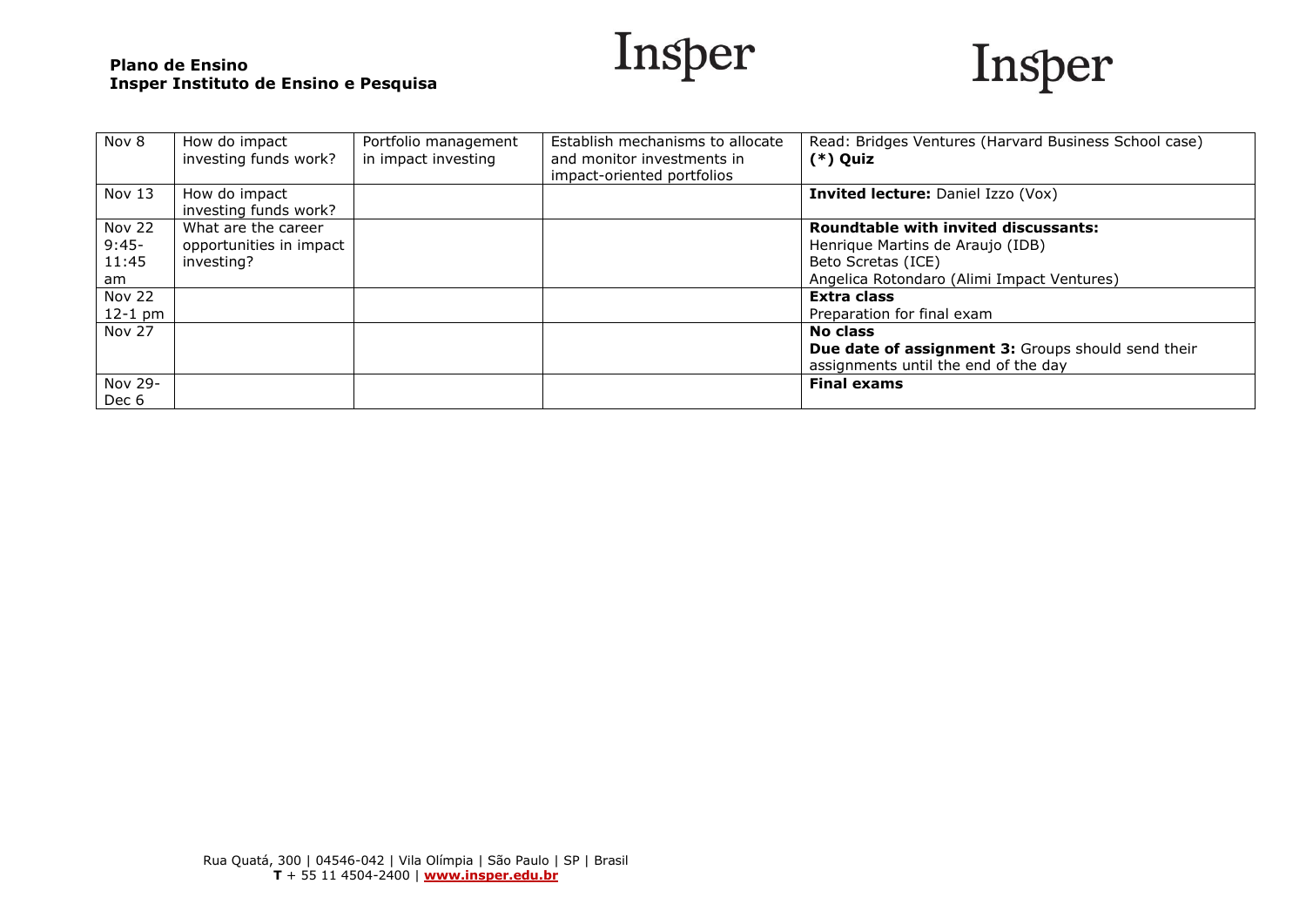| | | | | |
|---|---|---|---|---|
| Nov 8 | How do impact investing funds work? | Portfolio management in impact investing | Establish mechanisms to allocate and monitor investments in impact-oriented portfolios | Read: Bridges Ventures (Harvard Business School case)<br>**(*) Quiz** |
| Nov 13 | How do impact investing funds work? | | | **Invited lecture:** Daniel Izzo (Vox) |
| Nov 22<br>9:45-11:45 am | What are the career opportunities in impact investing? | | | **Roundtable with invited discussants:**<br>Henrique Martins de Araujo (IDB)<br>Beto Scretas (ICE)<br>Angelica Rotondaro (Alimi Impact Ventures) |
| Nov 22<br>12-1 pm | | | | **Extra class**<br>Preparation for final exam |
| Nov 27 | | | | **No class**<br>**Due date of assignment 3:** Groups should send their assignments until the end of the day |
| Nov 29-Dec 6 | | | | **Final exams** |